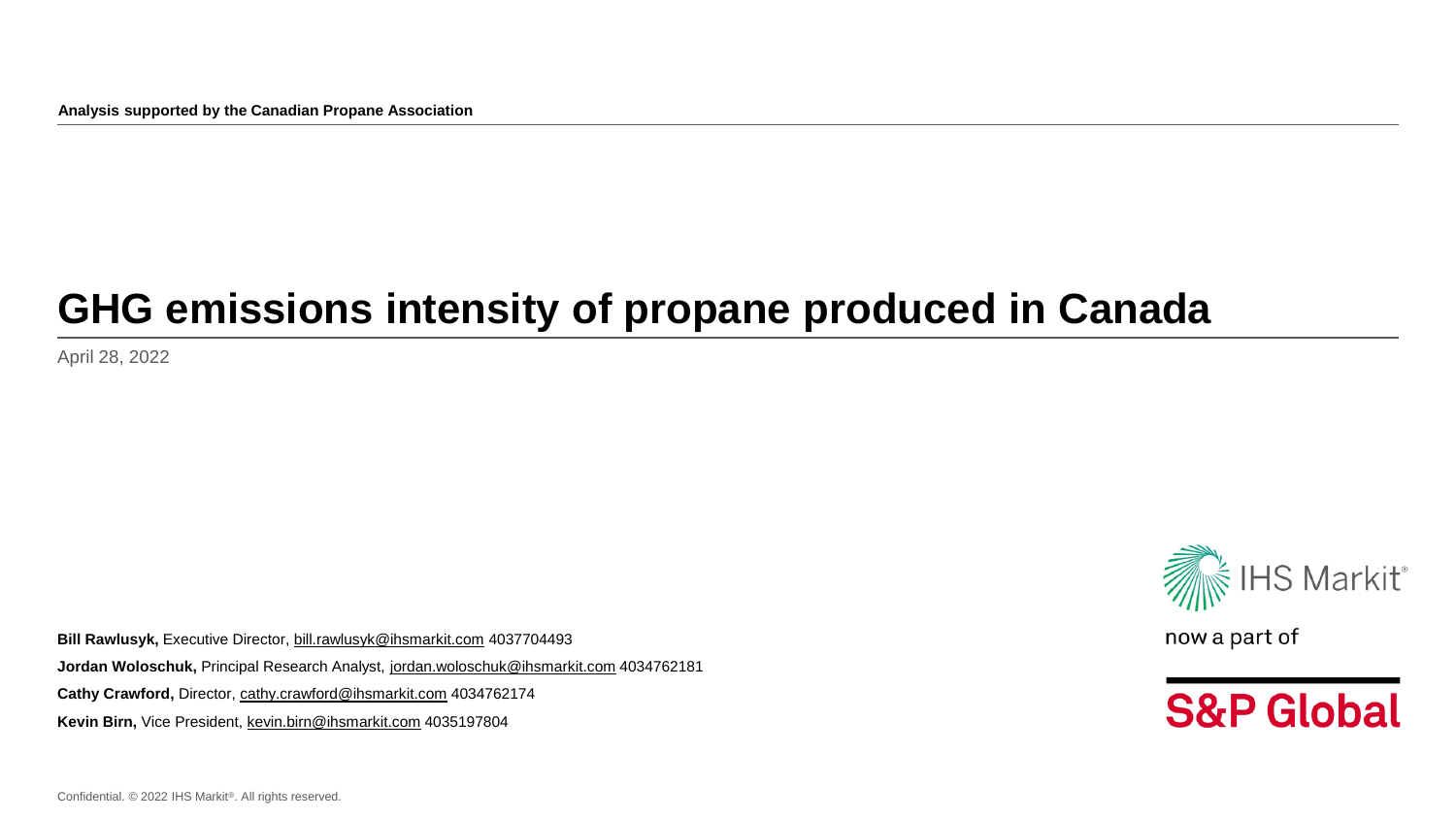**Analysis supported by the Canadian Propane Association**

# GHG emissions intensity of propane produced in Canada

April 28, 2022

**Bill Rawlusyk,** Executive Director, bill.rawlusyk@ihsmarkit.com 4037704493

**Jordan Woloschuk,** Principal Research Analyst, jordan.woloschuk@ihsmarkit.com 4034762181

**Cathy Crawford,** Director, cathy.crawford@ihsmarkit.com 4034762174

**Kevin Birn,** Vice President, kevin.birn@ihsmarkit.com 4035197804

IHS Markit® now a part of S&P Global

Confidential. © 2022 IHS Markit®. All rights reserved.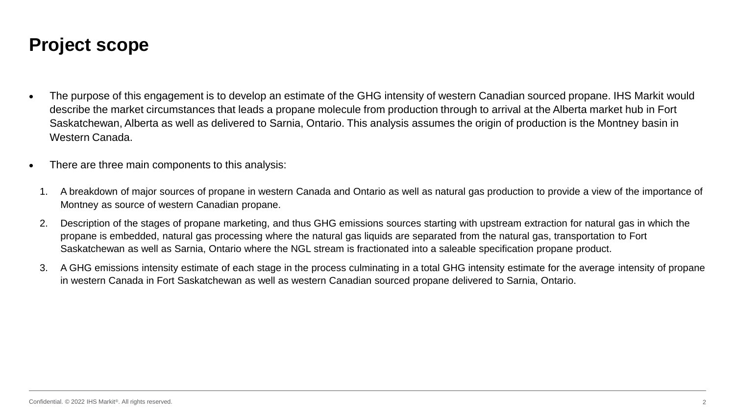# Project scope

- The purpose of this engagement is to develop an estimate of the GHG intensity of western Canadian sourced propane. IHS Markit would describe the market circumstances that leads a propane molecule from production through to arrival at the Alberta market hub in Fort Saskatchewan, Alberta as well as delivered to Sarnia, Ontario. This analysis assumes the origin of production is the Montney basin in Western Canada.
- There are three main components to this analysis:

1. A breakdown of major sources of propane in western Canada and Ontario as well as natural gas production to provide a view of the importance of Montney as source of western Canadian propane.
2. Description of the stages of propane marketing, and thus GHG emissions sources starting with upstream extraction for natural gas in which the propane is embedded, natural gas processing where the natural gas liquids are separated from the natural gas, transportation to Fort Saskatchewan as well as Sarnia, Ontario where the NGL stream is fractionated into a saleable specification propane product.
3. A GHG emissions intensity estimate of each stage in the process culminating in a total GHG intensity estimate for the average intensity of propane in western Canada in Fort Saskatchewan as well as western Canadian sourced propane delivered to Sarnia, Ontario.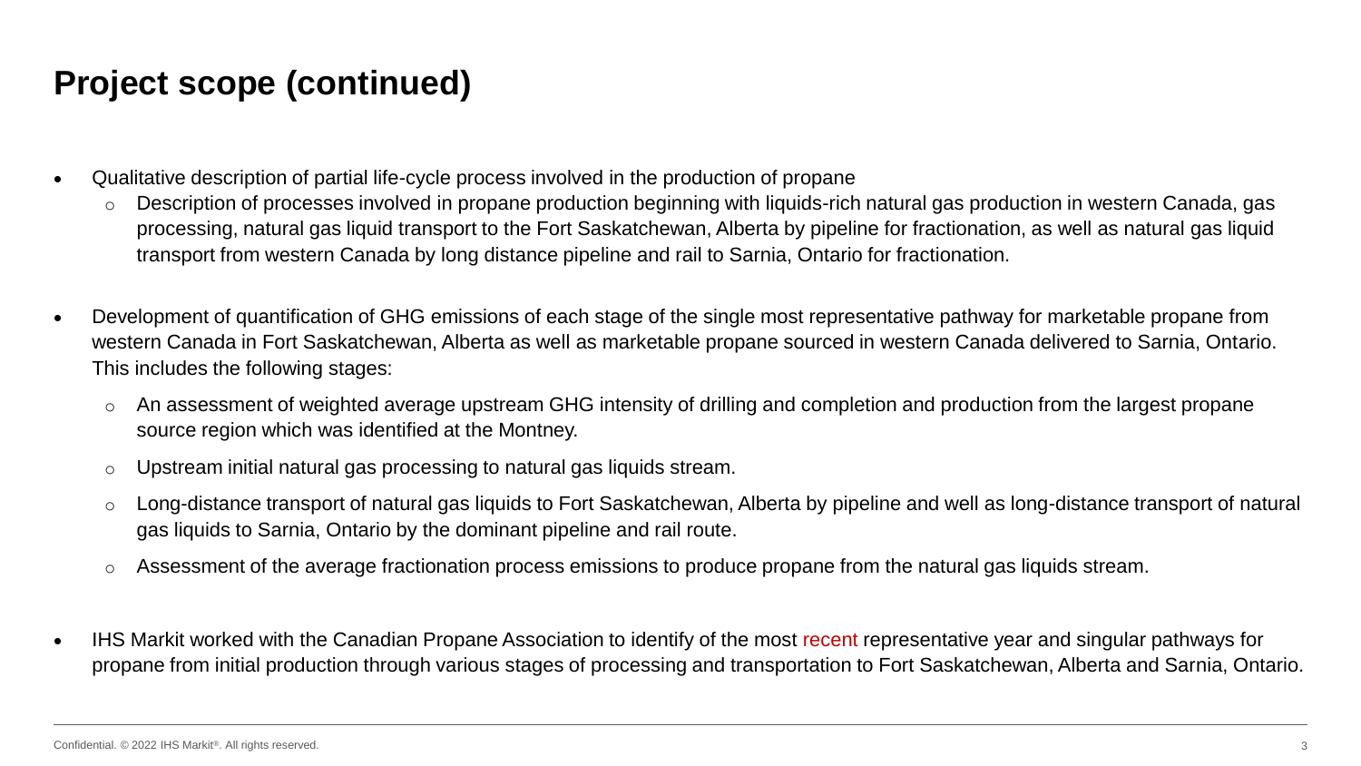# Project scope (continued)

- Qualitative description of partial life-cycle process involved in the production of propane
  - Description of processes involved in propane production beginning with liquids-rich natural gas production in western Canada, gas processing, natural gas liquid transport to the Fort Saskatchewan, Alberta by pipeline for fractionation, as well as natural gas liquid transport from western Canada by long distance pipeline and rail to Sarnia, Ontario for fractionation.
- Development of quantification of GHG emissions of each stage of the single most representative pathway for marketable propane from western Canada in Fort Saskatchewan, Alberta as well as marketable propane sourced in western Canada delivered to Sarnia, Ontario. This includes the following stages:
  - An assessment of weighted average upstream GHG intensity of drilling and completion and production from the largest propane source region which was identified at the Montney.
  - Upstream initial natural gas processing to natural gas liquids stream.
  - Long-distance transport of natural gas liquids to Fort Saskatchewan, Alberta by pipeline and well as long-distance transport of natural gas liquids to Sarnia, Ontario by the dominant pipeline and rail route.
  - Assessment of the average fractionation process emissions to produce propane from the natural gas liquids stream.
- IHS Markit worked with the Canadian Propane Association to identify of the most recent representative year and singular pathways for propane from initial production through various stages of processing and transportation to Fort Saskatchewan, Alberta and Sarnia, Ontario.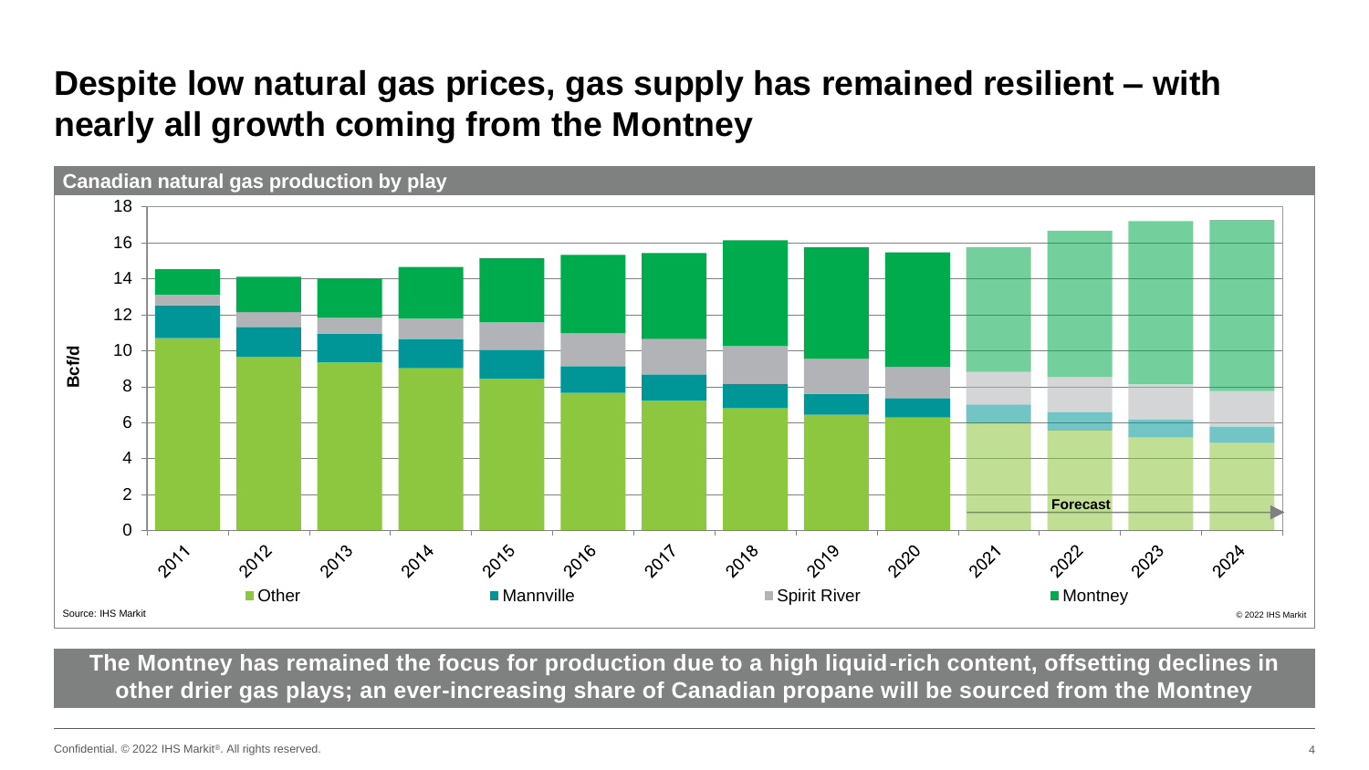# Despite low natural gas prices, gas supply has remained resilient – with nearly all growth coming from the Montney

**Canadian natural gas production by play**

Bcf/d

0, 2, 4, 6, 8, 10, 12, 14, 16, 18

2011, 2012, 2013, 2014, 2015, 2016, 2017, 2018, 2019, 2020, 2021, 2022, 2023, 2024

Forecast

Other | Mannville | Spirit River | Montney

Source: IHS Markit

© 2022 IHS Markit

**The Montney has remained the focus for production due to a high liquid-rich content, offsetting declines in other drier gas plays; an ever-increasing share of Canadian propane will be sourced from the Montney**

Confidential. © 2022 IHS Markit®. All rights reserved.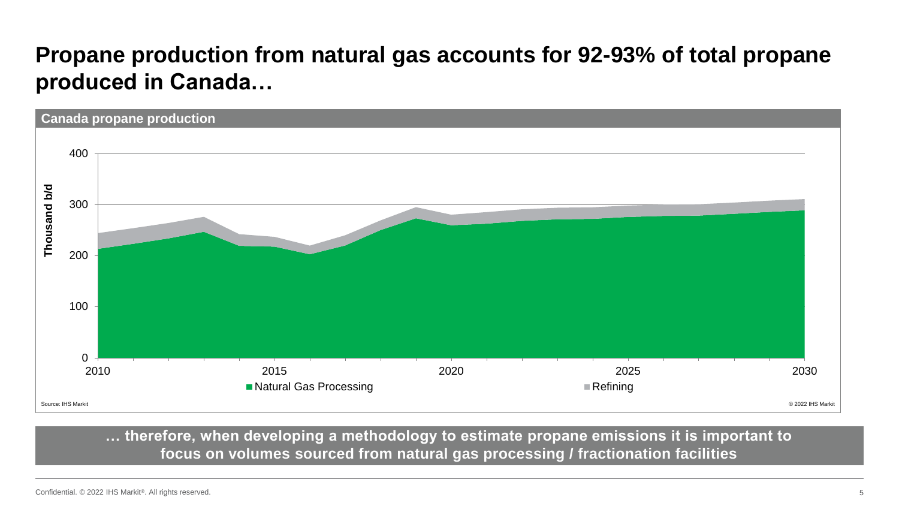# Propane production from natural gas accounts for 92-93% of total propane produced in Canada…

**Canada propane production**

Thousand b/d

400
300
200
100
0

2010 2015 2020 2025 2030

Natural Gas Processing   Refining

Source: IHS Markit

© 2022 IHS Markit

**… therefore, when developing a methodology to estimate propane emissions it is important to focus on volumes sourced from natural gas processing / fractionation facilities**

Confidential. © 2022 IHS Markit®. All rights reserved.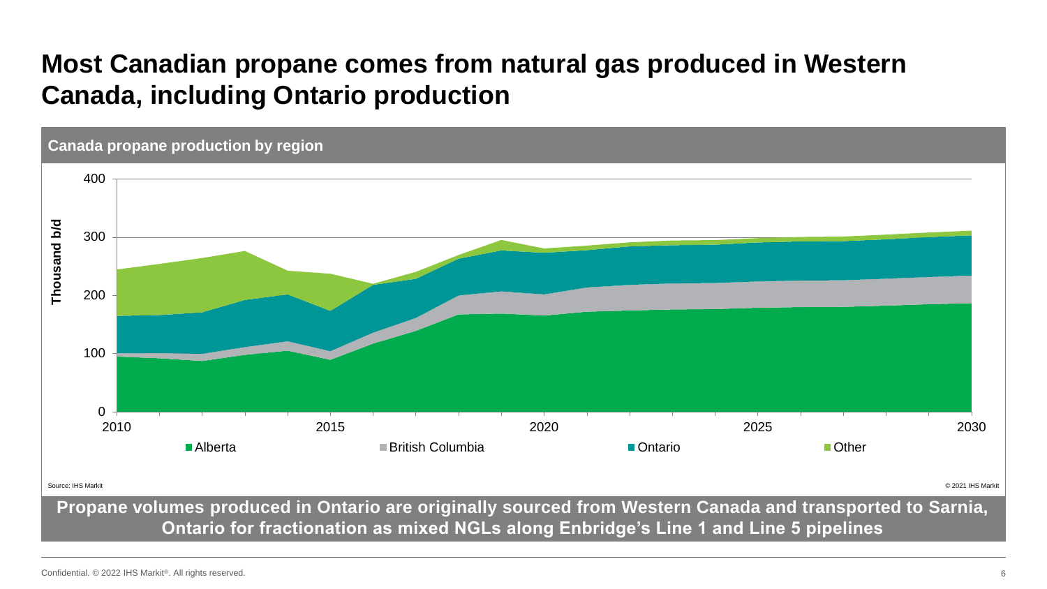# Most Canadian propane comes from natural gas produced in Western Canada, including Ontario production

**Canada propane production by region**

Thousand b/d

400
300
200
100
0

2010 2015 2020 2025 2030

Alberta British Columbia Ontario Other

Source: IHS Markit

© 2021 IHS Markit

**Propane volumes produced in Ontario are originally sourced from Western Canada and transported to Sarnia, Ontario for fractionation as mixed NGLs along Enbridge's Line 1 and Line 5 pipelines**

Confidential. © 2022 IHS Markit®. All rights reserved.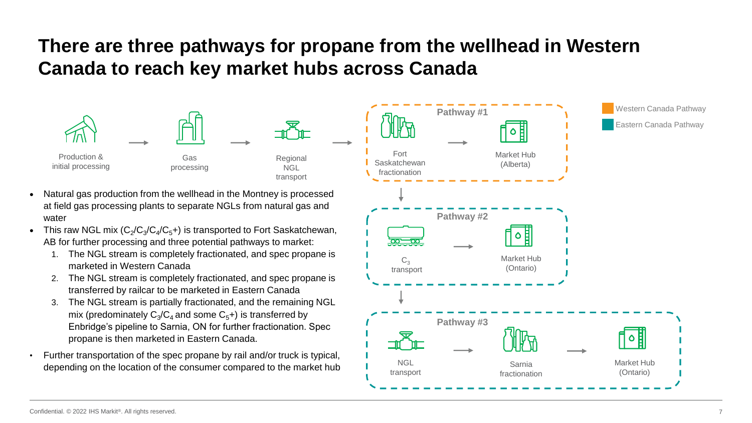# There are three pathways for propane from the wellhead in Western Canada to reach key market hubs across Canada

Production & initial processing → Gas processing → Regional NGL transport →

**Pathway #1**: Fort Saskatchewan fractionation → Market Hub (Alberta)

**Pathway #2**: $C_3$ transport → Market Hub (Ontario)

**Pathway #3**: NGL transport → Sarnia fractionation → Market Hub (Ontario)

Western Canada Pathway
Eastern Canada Pathway

- Natural gas production from the wellhead in the Montney is processed at field gas processing plants to separate NGLs from natural gas and water
- This raw NGL mix ($C_2$/$C_3$/$C_4$/$C_5$+) is transported to Fort Saskatchewan, AB for further processing and three potential pathways to market:
  1. The NGL stream is completely fractionated, and spec propane is marketed in Western Canada
  2. The NGL stream is completely fractionated, and spec propane is transferred by railcar to be marketed in Eastern Canada
  3. The NGL stream is partially fractionated, and the remaining NGL mix (predominately $C_3$/$C_4$ and some $C_5$+) is transferred by Enbridge's pipeline to Sarnia, ON for further fractionation. Spec propane is then marketed in Eastern Canada.
- Further transportation of the spec propane by rail and/or truck is typical, depending on the location of the consumer compared to the market hub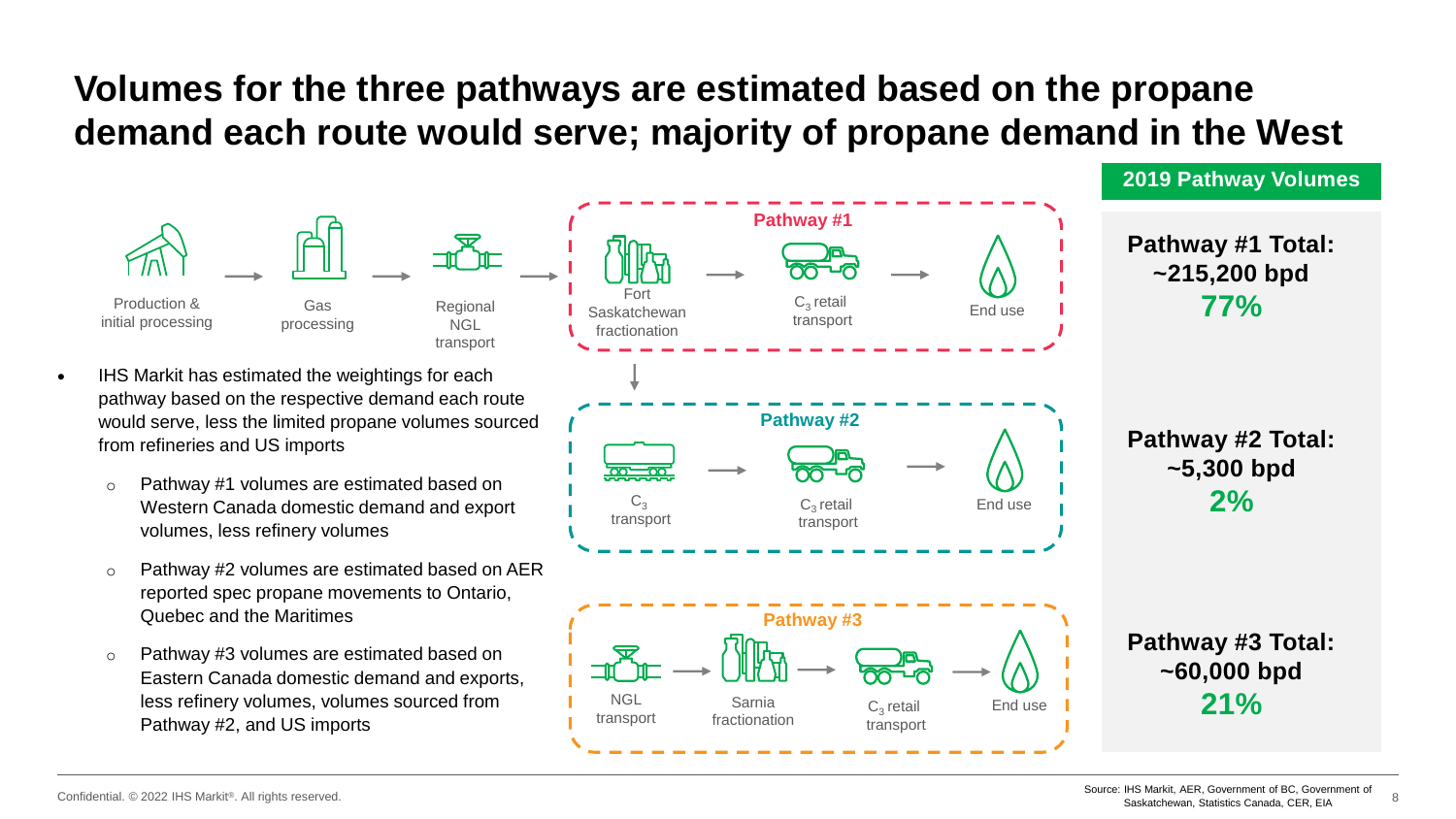# Volumes for the three pathways are estimated based on the propane demand each route would serve; majority of propane demand in the West

Production & initial processing → Gas processing → Regional NGL transport →

**Pathway #1**

Fort Saskatchewan fractionation → $C_3$ retail transport → End use

**Pathway #2**

$C_3$ transport → $C_3$ retail transport → End use

**Pathway #3**

NGL transport → Sarnia fractionation → $C_3$ retail transport → End use

- IHS Markit has estimated the weightings for each pathway based on the respective demand each route would serve, less the limited propane volumes sourced from refineries and US imports
  - Pathway #1 volumes are estimated based on Western Canada domestic demand and export volumes, less refinery volumes
  - Pathway #2 volumes are estimated based on AER reported spec propane movements to Ontario, Quebec and the Maritimes
  - Pathway #3 volumes are estimated based on Eastern Canada domestic demand and exports, less refinery volumes, volumes sourced from Pathway #2, and US imports

**2019 Pathway Volumes**

**Pathway #1 Total: ~215,200 bpd**
**77%**

**Pathway #2 Total: ~5,300 bpd**
**2%**

**Pathway #3 Total: ~60,000 bpd**
**21%**

Source: IHS Markit, AER, Government of BC, Government of Saskatchewan, Statistics Canada, CER, EIA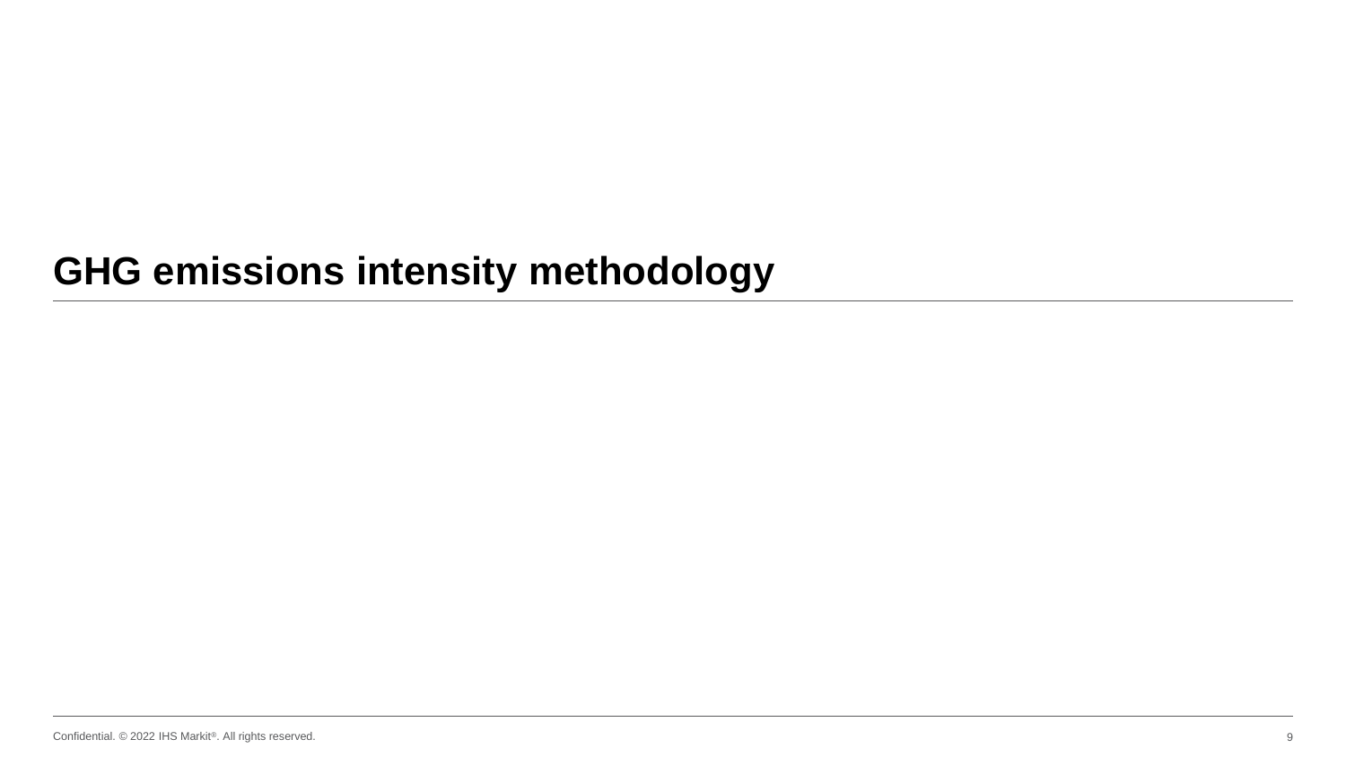# GHG emissions intensity methodology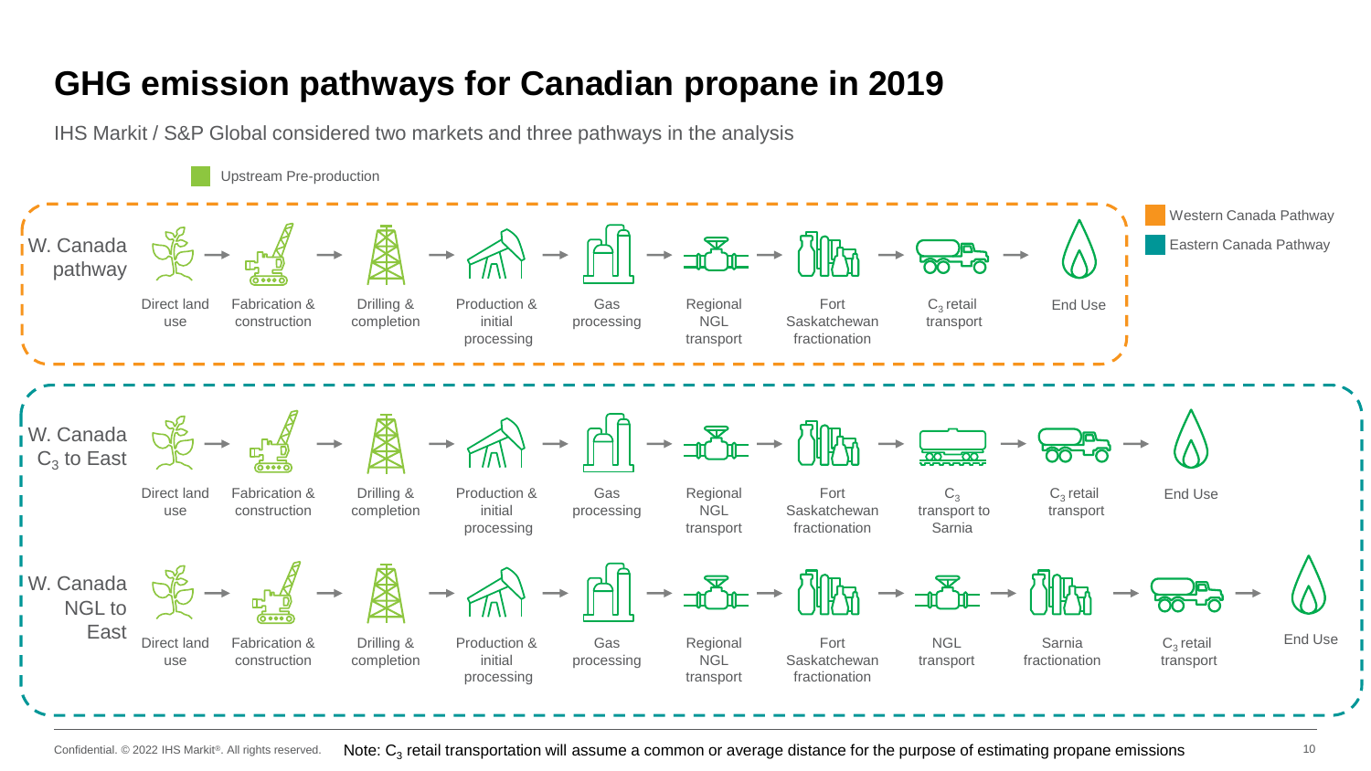# GHG emission pathways for Canadian propane in 2019

IHS Markit / S&P Global considered two markets and three pathways in the analysis

Upstream Pre-production

Western Canada Pathway

Eastern Canada Pathway

**W. Canada pathway**

Direct land use → Fabrication & construction → Drilling & completion → Production & initial processing → Gas processing → Regional NGL transport → Fort Saskatchewan fractionation → $C_3$ retail transport → End Use

**W. Canada $C_3$ to East**

Direct land use → Fabrication & construction → Drilling & completion → Production & initial processing → Gas processing → Regional NGL transport → Fort Saskatchewan fractionation → $C_3$ transport to Sarnia → $C_3$ retail transport → End Use

**W. Canada NGL to East**

Direct land use → Fabrication & construction → Drilling & completion → Production & initial processing → Gas processing → Regional NGL transport → Fort Saskatchewan fractionation → NGL transport → Sarnia fractionation → $C_3$ retail transport → End Use

Confidential. © 2022 IHS Markit®. All rights reserved.

Note: $C_3$ retail transportation will assume a common or average distance for the purpose of estimating propane emissions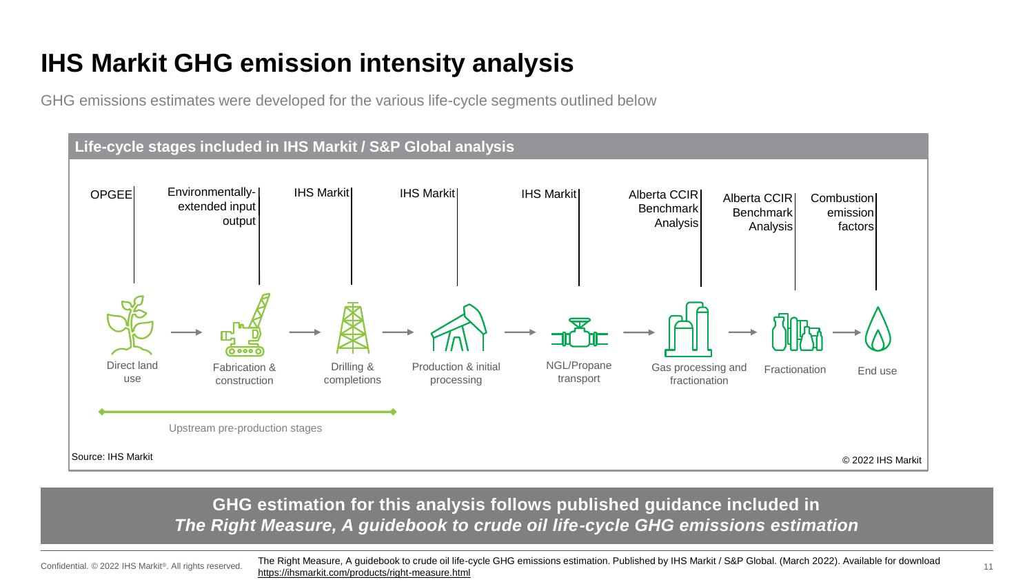# IHS Markit GHG emission intensity analysis

GHG emissions estimates were developed for the various life-cycle segments outlined below

**Life-cycle stages included in IHS Markit / S&P Global analysis**

| Life-cycle stage | Data source |
|---|---|
| Direct land use | OPGEE |
| Fabrication & construction | Environmentally-extended input output |
| Drilling & completions | IHS Markit |
| Production & initial processing | IHS Markit |
| NGL/Propane transport | IHS Markit |
| Gas processing and fractionation | Alberta CCIR Benchmark Analysis |
| Fractionation | Alberta CCIR Benchmark Analysis |
| End use | Combustion emission factors |

Upstream pre-production stages (Direct land use; Fabrication & construction; Drilling & completions)

Source: IHS Markit

© 2022 IHS Markit

**GHG estimation for this analysis follows published guidance included in *The Right Measure, A guidebook to crude oil life-cycle GHG emissions estimation***

Confidential. © 2022 IHS Markit®. All rights reserved.

The Right Measure, A guidebook to crude oil life-cycle GHG emissions estimation. Published by IHS Markit / S&P Global. (March 2022). Available for download https://ihsmarkit.com/products/right-measure.html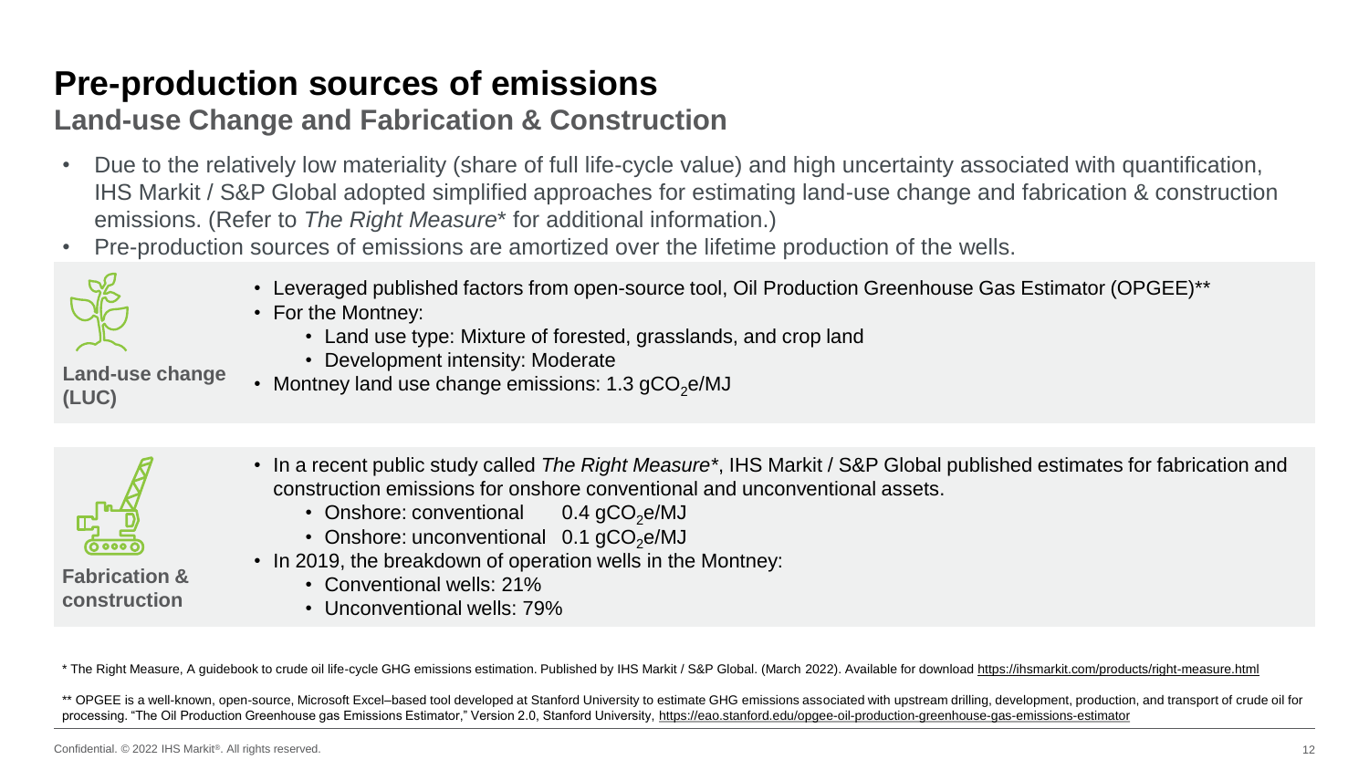# Pre-production sources of emissions

## Land-use Change and Fabrication & Construction

- Due to the relatively low materiality (share of full life-cycle value) and high uncertainty associated with quantification, IHS Markit / S&P Global adopted simplified approaches for estimating land-use change and fabrication & construction emissions. (Refer to *The Right Measure** for additional information.)
- Pre-production sources of emissions are amortized over the lifetime production of the wells.

**Land-use change (LUC)**

- Leveraged published factors from open-source tool, Oil Production Greenhouse Gas Estimator (OPGEE)**
- For the Montney:
  - Land use type: Mixture of forested, grasslands, and crop land
  - Development intensity: Moderate
- Montney land use change emissions: 1.3 $gCO_2e$/MJ

**Fabrication & construction**

- In a recent public study called *The Right Measure**, IHS Markit / S&P Global published estimates for fabrication and construction emissions for onshore conventional and unconventional assets.
  - Onshore: conventional 0.4 $gCO_2e$/MJ
  - Onshore: unconventional 0.1 $gCO_2e$/MJ
- In 2019, the breakdown of operation wells in the Montney:
  - Conventional wells: 21%
  - Unconventional wells: 79%

\* The Right Measure, A guidebook to crude oil life-cycle GHG emissions estimation. Published by IHS Markit / S&P Global. (March 2022). Available for download https://ihsmarkit.com/products/right-measure.html

\*\* OPGEE is a well-known, open-source, Microsoft Excel–based tool developed at Stanford University to estimate GHG emissions associated with upstream drilling, development, production, and transport of crude oil for processing. "The Oil Production Greenhouse gas Emissions Estimator," Version 2.0, Stanford University, https://eao.stanford.edu/opgee-oil-production-greenhouse-gas-emissions-estimator

Confidential. © 2022 IHS Markit®. All rights reserved.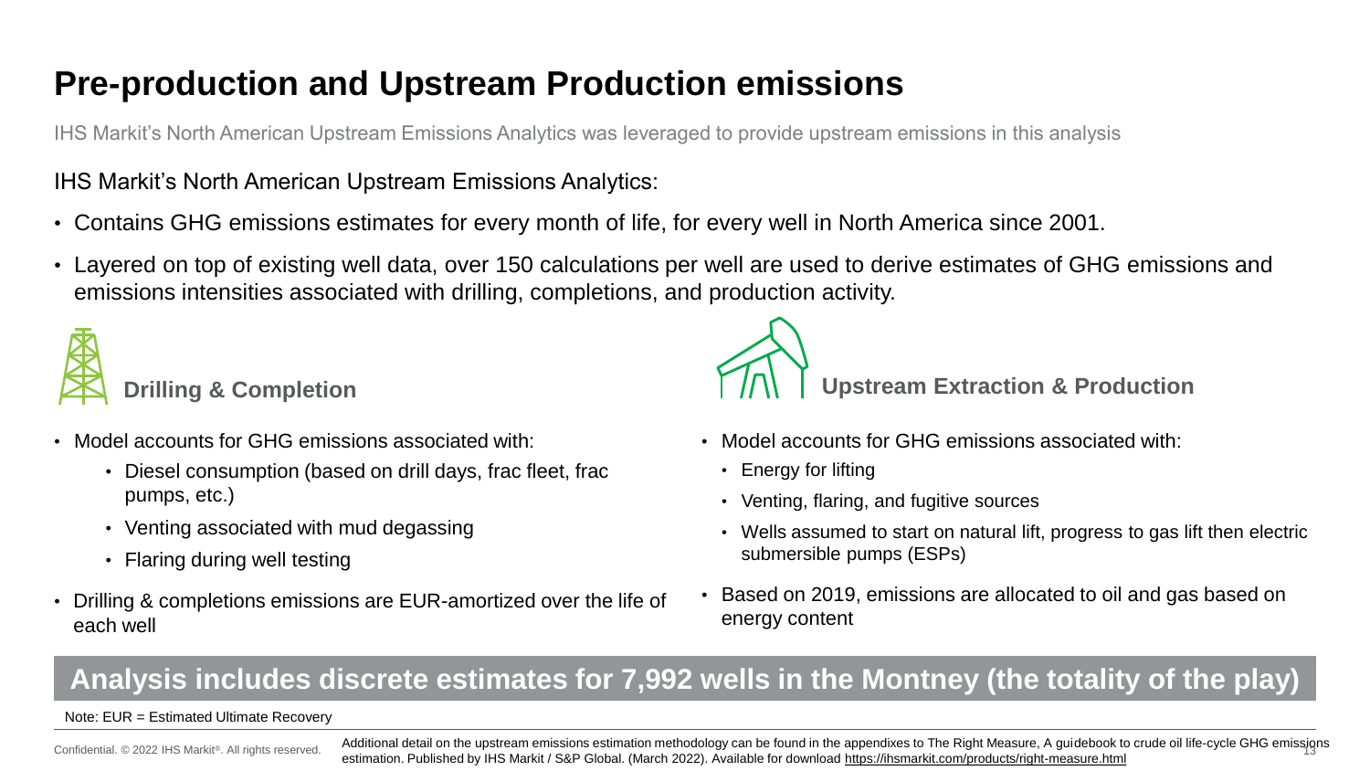# Pre-production and Upstream Production emissions

IHS Markit's North American Upstream Emissions Analytics was leveraged to provide upstream emissions in this analysis

IHS Markit's North American Upstream Emissions Analytics:

- Contains GHG emissions estimates for every month of life, for every well in North America since 2001.
- Layered on top of existing well data, over 150 calculations per well are used to derive estimates of GHG emissions and emissions intensities associated with drilling, completions, and production activity.

## Drilling & Completion

- Model accounts for GHG emissions associated with:
  - Diesel consumption (based on drill days, frac fleet, frac pumps, etc.)
  - Venting associated with mud degassing
  - Flaring during well testing
- Drilling & completions emissions are EUR-amortized over the life of each well

## Upstream Extraction & Production

- Model accounts for GHG emissions associated with:
  - Energy for lifting
  - Venting, flaring, and fugitive sources
  - Wells assumed to start on natural lift, progress to gas lift then electric submersible pumps (ESPs)
- Based on 2019, emissions are allocated to oil and gas based on energy content

**Analysis includes discrete estimates for 7,992 wells in the Montney (the totality of the play)**

Note: EUR = Estimated Ultimate Recovery

Additional detail on the upstream emissions estimation methodology can be found in the appendixes to The Right Measure, A guidebook to crude oil life-cycle GHG emissions estimation. Published by IHS Markit / S&P Global. (March 2022). Available for download https://ihsmarkit.com/products/right-measure.html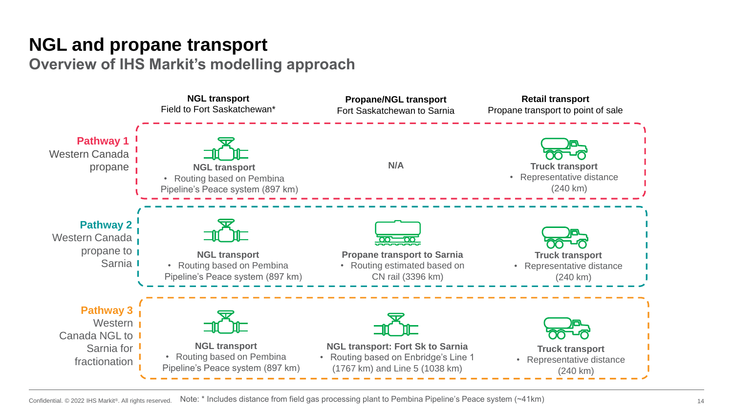# NGL and propane transport

## Overview of IHS Markit's modelling approach

| | **NGL transport**<br>Field to Fort Saskatchewan* | **Propane/NGL transport**<br>Fort Saskatchewan to Sarnia | **Retail transport**<br>Propane transport to point of sale |
| --- | --- | --- | --- |
| **Pathway 1**<br>Western Canada propane | **NGL transport**<br>• Routing based on Pembina Pipeline's Peace system (897 km) | **N/A** | **Truck transport**<br>• Representative distance (240 km) |
| **Pathway 2**<br>Western Canada propane to Sarnia | **NGL transport**<br>• Routing based on Pembina Pipeline's Peace system (897 km) | **Propane transport to Sarnia**<br>• Routing estimated based on CN rail (3396 km) | **Truck transport**<br>• Representative distance (240 km) |
| **Pathway 3**<br>Western Canada NGL to Sarnia for fractionation | **NGL transport**<br>• Routing based on Pembina Pipeline's Peace system (897 km) | **NGL transport: Fort Sk to Sarnia**<br>• Routing based on Enbridge's Line 1 (1767 km) and Line 5 (1038 km) | **Truck transport**<br>• Representative distance (240 km) |

Note: * Includes distance from field gas processing plant to Pembina Pipeline's Peace system (~41km)

Confidential. © 2022 IHS Markit®. All rights reserved.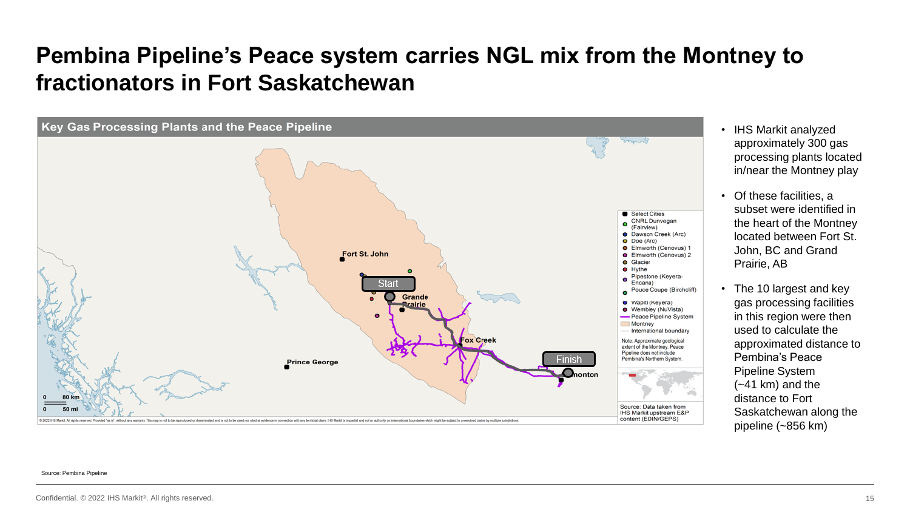# Pembina Pipeline's Peace system carries NGL mix from the Montney to fractionators in Fort Saskatchewan

**Key Gas Processing Plants and the Peace Pipeline**

Fort St. John

Start

Grande Prairie

Fox Creek

Prince George

Finish

Edmonton

0 80 km
0 50 mi

- Select Cities
- CNRL Dunvegan (Fairview)
- Dawson Creek (Arc)
- Doe (Arc)
- Elmworth (Cenovus) 1
- Elmworth (Cenovus) 2
- Glacier
- Hythe
- Pipestone (Keyera-Encana)
- Pouce Coupe (Birchcliff)
- Wapiti (Keyera)
- Wembley (NuVista)
- Peace Pipeline System
- Montney
- International boundary

Note: Approximate geological extent of the Montney. Peace Pipeline does not include Pembina's Northern System.

Source: Data taken from IHS Markit upstream E&P content (EDIN/GEPS)

© 2022 IHS Markit. All rights reserved. Provided "as is", without any warranty. This map is not to be reproduced or disseminated and is not to be used nor cited as evidence in connection with any territorial claim. IHS Markit is impartial and not an authority on international boundaries which might be subject to unresolved claims by multiple jurisdictions.

- IHS Markit analyzed approximately 300 gas processing plants located in/near the Montney play
- Of these facilities, a subset were identified in the heart of the Montney located between Fort St. John, BC and Grand Prairie, AB
- The 10 largest and key gas processing facilities in this region were then used to calculate the approximate distance to Pembina's Peace Pipeline System (~41 km) and the distance to Fort Saskatchewan along the pipeline (~856 km)

Source: Pembina Pipeline

Confidential. © 2022 IHS Markit®. All rights reserved.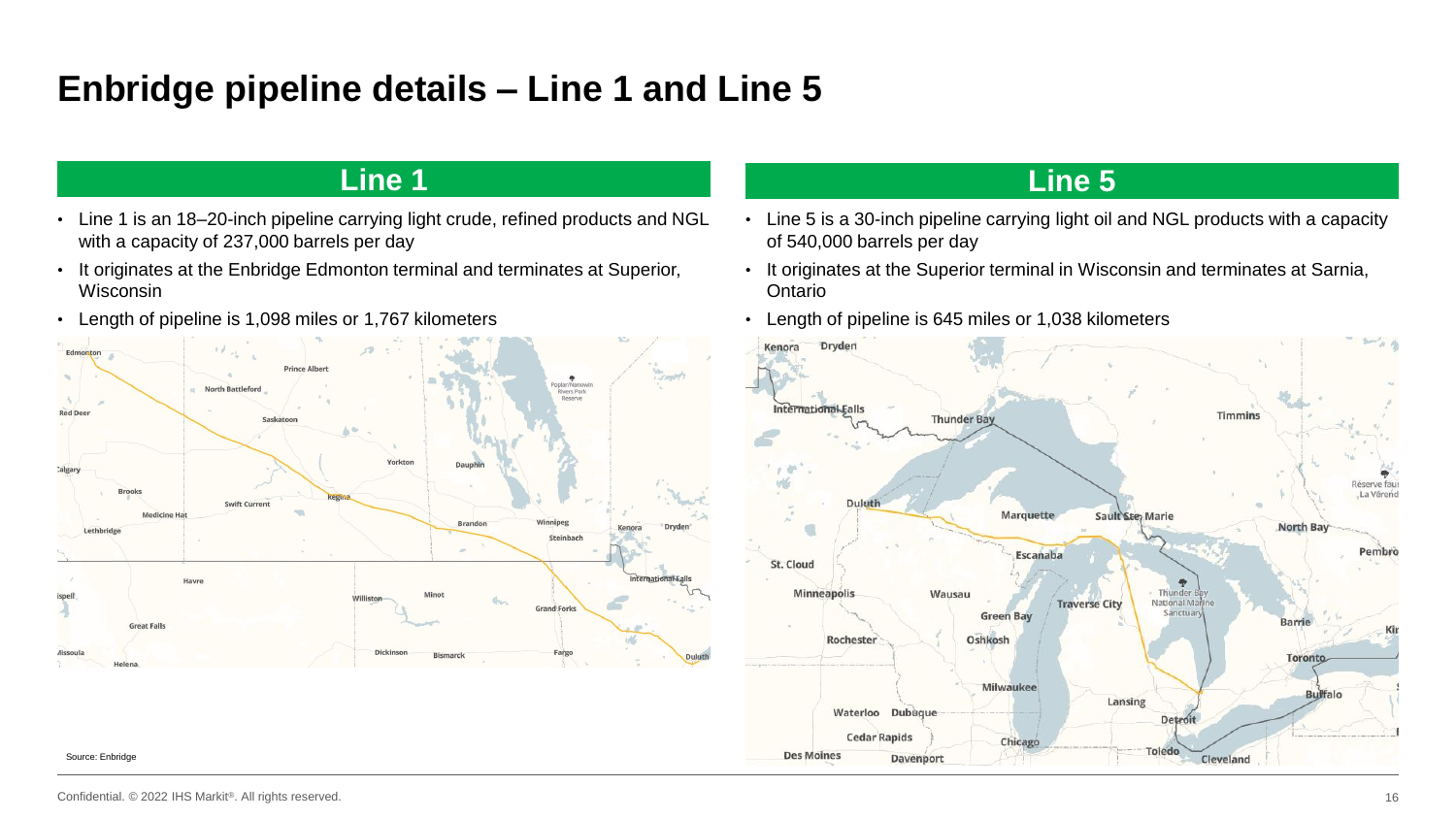# Enbridge pipeline details – Line 1 and Line 5

## Line 1

- Line 1 is an 18–20-inch pipeline carrying light crude, refined products and NGL with a capacity of 237,000 barrels per day
- It originates at the Enbridge Edmonton terminal and terminates at Superior, Wisconsin
- Length of pipeline is 1,098 miles or 1,767 kilometers

Source: Enbridge

## Line 5

- Line 5 is a 30-inch pipeline carrying light oil and NGL products with a capacity of 540,000 barrels per day
- It originates at the Superior terminal in Wisconsin and terminates at Sarnia, Ontario
- Length of pipeline is 645 miles or 1,038 kilometers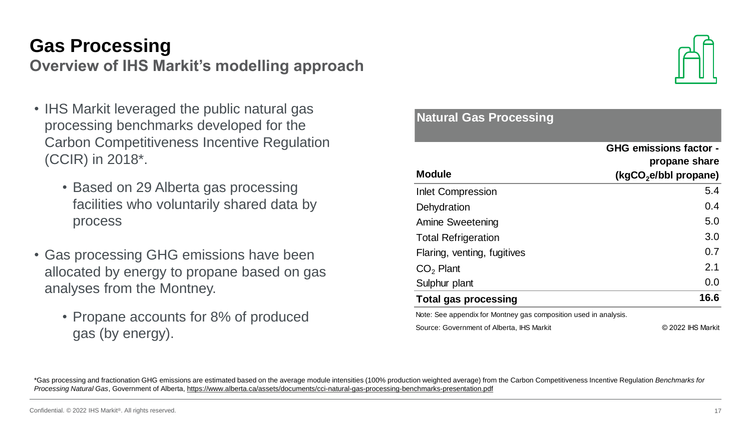# Gas Processing

## Overview of IHS Markit's modelling approach

- IHS Markit leveraged the public natural gas processing benchmarks developed for the Carbon Competitiveness Incentive Regulation (CCIR) in 2018*.
  - Based on 29 Alberta gas processing facilities who voluntarily shared data by process
- Gas processing GHG emissions have been allocated by energy to propane based on gas analyses from the Montney.
  - Propane accounts for 8% of produced gas (by energy).

**Natural Gas Processing**

| Module | GHG emissions factor - propane share ($kgCO_2e$/bbl propane) |
|---|---|
| Inlet Compression | 5.4 |
| Dehydration | 0.4 |
| Amine Sweetening | 5.0 |
| Total Refrigeration | 3.0 |
| Flaring, venting, fugitives | 0.7 |
| $CO_2$ Plant | 2.1 |
| Sulphur plant | 0.0 |
| **Total gas processing** | **16.6** |

Note: See appendix for Montney gas composition used in analysis.

Source: Government of Alberta, IHS Markit © 2022 IHS Markit

*Gas processing and fractionation GHG emissions are estimated based on the average module intensities (100% production weighted average) from the Carbon Competitiveness Incentive Regulation *Benchmarks for Processing Natural Gas*, Government of Alberta, https://www.alberta.ca/assets/documents/cci-natural-gas-processing-benchmarks-presentation.pdf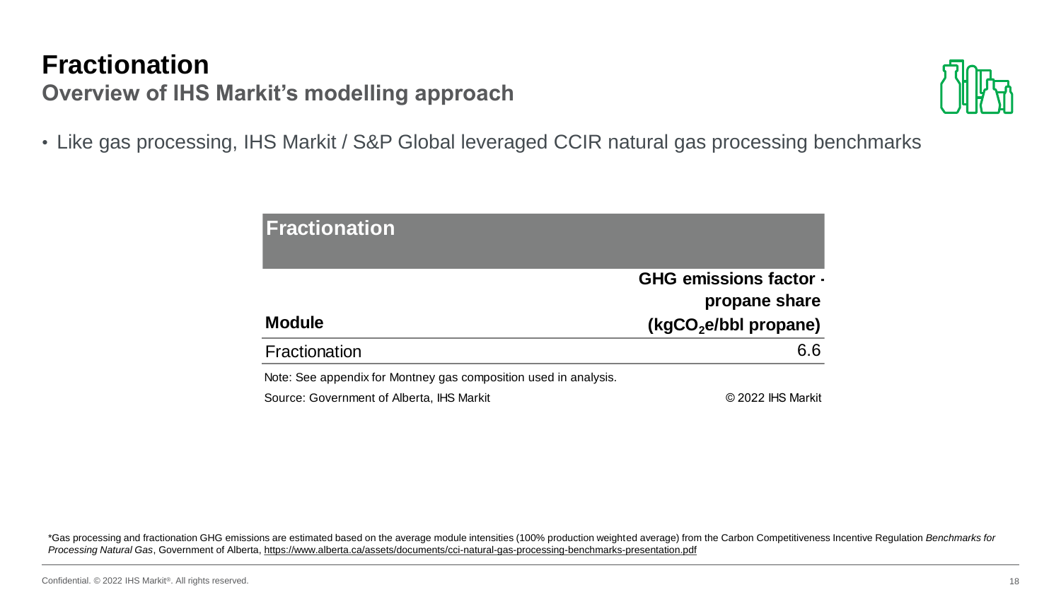# Fractionation

## Overview of IHS Markit's modelling approach

- Like gas processing, IHS Markit / S&P Global leveraged CCIR natural gas processing benchmarks

| Fractionation | |
|---|---|
| **Module** | **GHG emissions factor - propane share ($kgCO_2e$/bbl propane)** |
| Fractionation | 6.6 |

Note: See appendix for Montney gas composition used in analysis.

Source: Government of Alberta, IHS Markit

© 2022 IHS Markit

*Gas processing and fractionation GHG emissions are estimated based on the average module intensities (100% production weighted average) from the Carbon Competitiveness Incentive Regulation *Benchmarks for Processing Natural Gas*, Government of Alberta, https://www.alberta.ca/assets/documents/cci-natural-gas-processing-benchmarks-presentation.pdf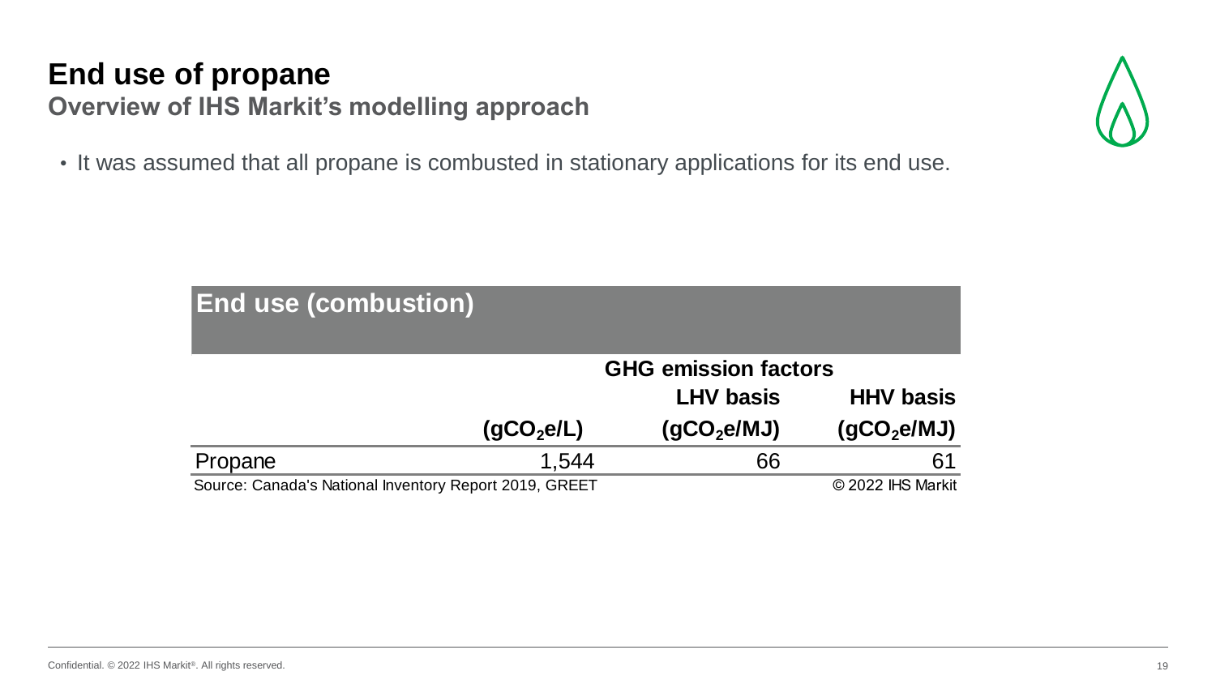# End use of propane

## Overview of IHS Markit's modelling approach

- It was assumed that all propane is combusted in stationary applications for its end use.

**End use (combustion)**

| | | GHG emission factors | |
|---|---|---|---|
| | | LHV basis | HHV basis |
| | ($gCO_2e/L$) | ($gCO_2e/MJ$) | ($gCO_2e/MJ$) |
| Propane | 1,544 | 66 | 61 |

Source: Canada's National Inventory Report 2019, GREET

© 2022 IHS Markit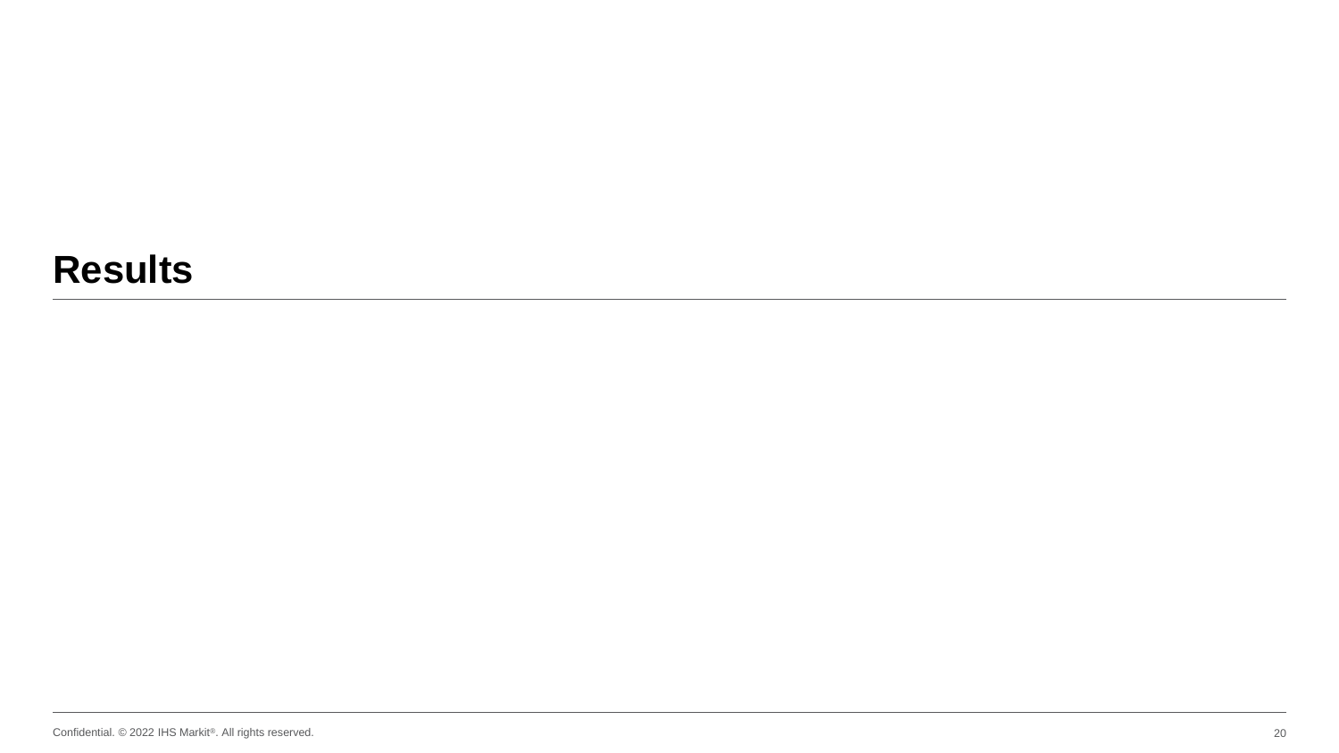# Results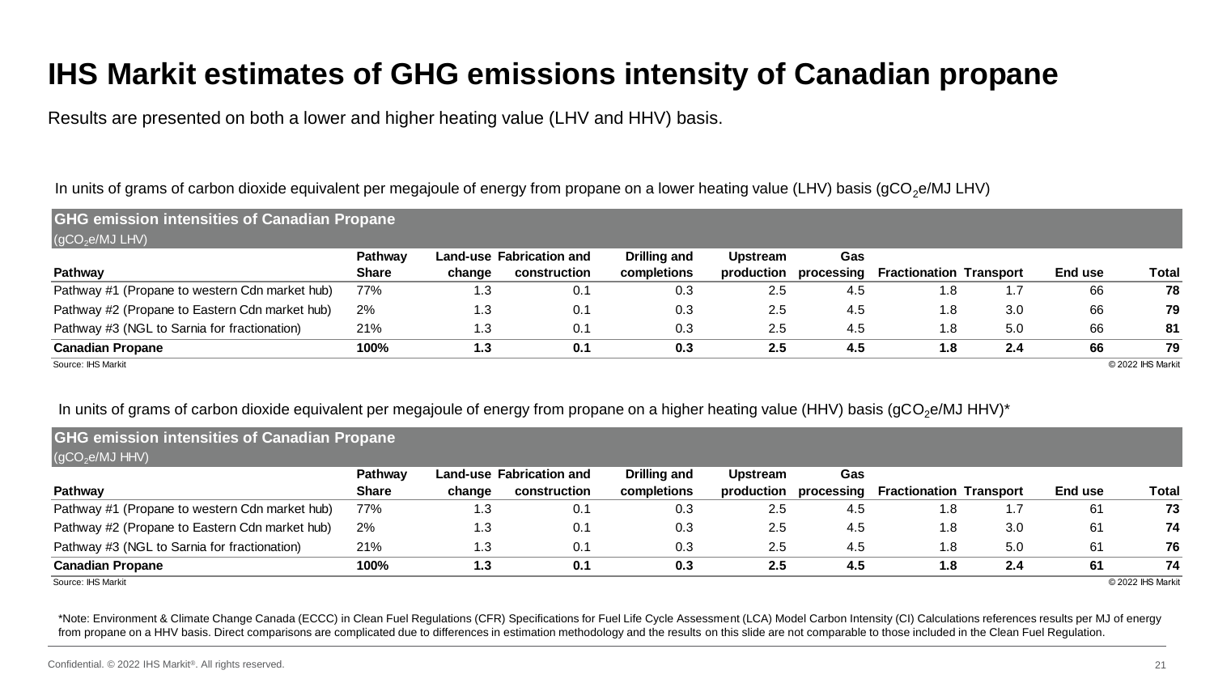# IHS Markit estimates of GHG emissions intensity of Canadian propane

Results are presented on both a lower and higher heating value (LHV and HHV) basis.

In units of grams of carbon dioxide equivalent per megajoule of energy from propane on a lower heating value (LHV) basis ($gCO_2e/MJ$ LHV)

**GHG emission intensities of Canadian Propane** ($gCO_2e/MJ$ LHV)

| Pathway | Pathway Share | Land-use change | Fabrication and construction | Drilling and completions | Upstream production | Gas processing | Fractionation | Transport | End use | Total |
|---|---|---|---|---|---|---|---|---|---|---|
| Pathway #1 (Propane to western Cdn market hub) | 77% | 1.3 | 0.1 | 0.3 | 2.5 | 4.5 | 1.8 | 1.7 | 66 | **78** |
| Pathway #2 (Propane to Eastern Cdn market hub) | 2% | 1.3 | 0.1 | 0.3 | 2.5 | 4.5 | 1.8 | 3.0 | 66 | **79** |
| Pathway #3 (NGL to Sarnia for fractionation) | 21% | 1.3 | 0.1 | 0.3 | 2.5 | 4.5 | 1.8 | 5.0 | 66 | **81** |
| **Canadian Propane** | **100%** | **1.3** | **0.1** | **0.3** | **2.5** | **4.5** | **1.8** | **2.4** | **66** | **79** |

Source: IHS Markit © 2022 IHS Markit

In units of grams of carbon dioxide equivalent per megajoule of energy from propane on a higher heating value (HHV) basis ($gCO_2e/MJ$ HHV)*

**GHG emission intensities of Canadian Propane** ($gCO_2e/MJ$ HHV)

| Pathway | Pathway Share | Land-use change | Fabrication and construction | Drilling and completions | Upstream production | Gas processing | Fractionation | Transport | End use | Total |
|---|---|---|---|---|---|---|---|---|---|---|
| Pathway #1 (Propane to western Cdn market hub) | 77% | 1.3 | 0.1 | 0.3 | 2.5 | 4.5 | 1.8 | 1.7 | 61 | **73** |
| Pathway #2 (Propane to Eastern Cdn market hub) | 2% | 1.3 | 0.1 | 0.3 | 2.5 | 4.5 | 1.8 | 3.0 | 61 | **74** |
| Pathway #3 (NGL to Sarnia for fractionation) | 21% | 1.3 | 0.1 | 0.3 | 2.5 | 4.5 | 1.8 | 5.0 | 61 | **76** |
| **Canadian Propane** | **100%** | **1.3** | **0.1** | **0.3** | **2.5** | **4.5** | **1.8** | **2.4** | **61** | **74** |

Source: IHS Markit © 2022 IHS Markit

*Note: Environment & Climate Change Canada (ECCC) in Clean Fuel Regulations (CFR) Specifications for Fuel Life Cycle Assessment (LCA) Model Carbon Intensity (CI) Calculations references results per MJ of energy from propane on a HHV basis. Direct comparisons are complicated due to differences in estimation methodology and the results on this slide are not comparable to those included in the Clean Fuel Regulation.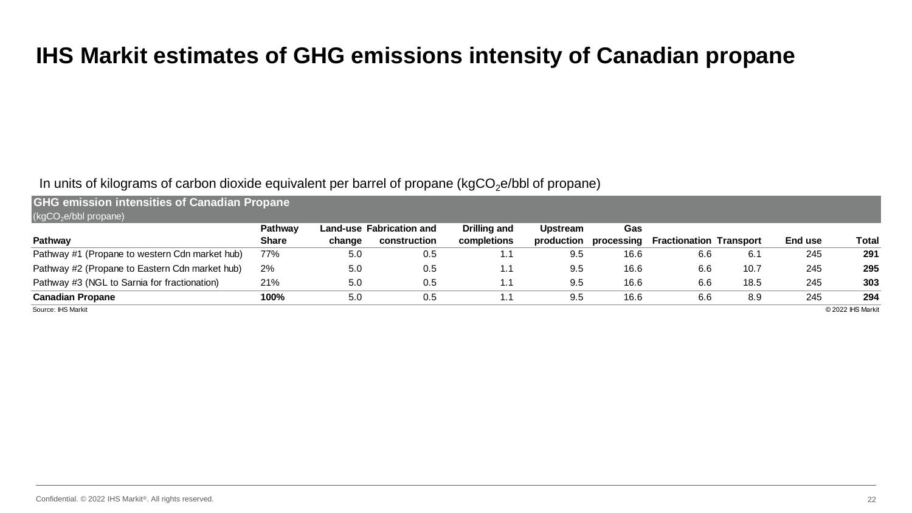# IHS Markit estimates of GHG emissions intensity of Canadian propane

In units of kilograms of carbon dioxide equivalent per barrel of propane (kg$CO_2$e/bbl of propane)

**GHG emission intensities of Canadian Propane**
(kg$CO_2$e/bbl propane)

| Pathway | Pathway Share | Land-use change | Fabrication and construction | Drilling and completions | Upstream production | Gas processing | Fractionation | Transport | End use | Total |
|---|---|---|---|---|---|---|---|---|---|---|
| Pathway #1 (Propane to western Cdn market hub) | 77% | 5.0 | 0.5 | 1.1 | 9.5 | 16.6 | 6.6 | 6.1 | 245 | **291** |
| Pathway #2 (Propane to Eastern Cdn market hub) | 2% | 5.0 | 0.5 | 1.1 | 9.5 | 16.6 | 6.6 | 10.7 | 245 | **295** |
| Pathway #3 (NGL to Sarnia for fractionation) | 21% | 5.0 | 0.5 | 1.1 | 9.5 | 16.6 | 6.6 | 18.5 | 245 | **303** |
| **Canadian Propane** | **100%** | 5.0 | 0.5 | 1.1 | 9.5 | 16.6 | 6.6 | 8.9 | 245 | **294** |

Source: IHS Markit © 2022 IHS Markit

Confidential. © 2022 IHS Markit®. All rights reserved.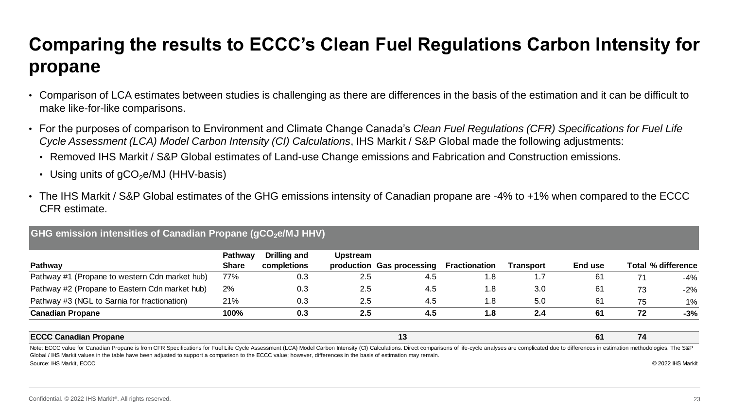# Comparing the results to ECCC's Clean Fuel Regulations Carbon Intensity for propane

- Comparison of LCA estimates between studies is challenging as there are differences in the basis of the estimation and it can be difficult to make like-for-like comparisons.
- For the purposes of comparison to Environment and Climate Change Canada's *Clean Fuel Regulations (CFR) Specifications for Fuel Life Cycle Assessment (LCA) Model Carbon Intensity (CI) Calculations*, IHS Markit / S&P Global made the following adjustments:
  - Removed IHS Markit / S&P Global estimates of Land-use Change emissions and Fabrication and Construction emissions.
  - Using units of $gCO_2e/MJ$ (HHV-basis)
- The IHS Markit / S&P Global estimates of the GHG emissions intensity of Canadian propane are -4% to +1% when compared to the ECCC CFR estimate.

**GHG emission intensities of Canadian Propane ($gCO_2e/MJ$ HHV)**

| Pathway | Pathway Share | Drilling and completions | Upstream production | Gas processing | Fractionation | Transport | End use | Total | % difference |
|---|---|---|---|---|---|---|---|---|---|
| Pathway #1 (Propane to western Cdn market hub) | 77% | 0.3 | 2.5 | 4.5 | 1.8 | 1.7 | 61 | 71 | -4% |
| Pathway #2 (Propane to Eastern Cdn market hub) | 2% | 0.3 | 2.5 | 4.5 | 1.8 | 3.0 | 61 | 73 | -2% |
| Pathway #3 (NGL to Sarnia for fractionation) | 21% | 0.3 | 2.5 | 4.5 | 1.8 | 5.0 | 61 | 75 | 1% |
| **Canadian Propane** | **100%** | **0.3** | **2.5** | **4.5** | **1.8** | **2.4** | **61** | **72** | **-3%** |
| **ECCC Canadian Propane** | | | | **13** | | | **61** | **74** | |

Note: ECCC value for Canadian Propane is from CFR Specifications for Fuel Life Cycle Assessment (LCA) Model Carbon Intensity (CI) Calculations. Direct comparisons of life-cycle analyses are complicated due to differences in estimation methodologies. The S&P Global / IHS Markit values in the table have been adjusted to support a comparison to the ECCC value; however, differences in the basis of estimation may remain.

Source: IHS Markit, ECCC

© 2022 IHS Markit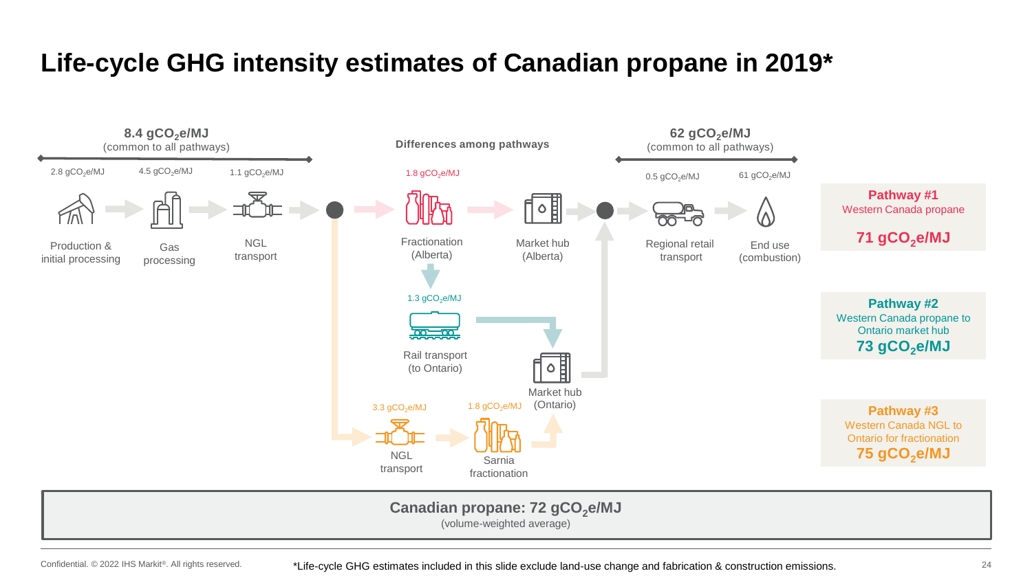# Life-cycle GHG intensity estimates of Canadian propane in 2019*

**8.4 $gCO_2e/MJ$**
(common to all pathways)

- Production & initial processing: 2.8 $gCO_2e/MJ$
- Gas processing: 4.5 $gCO_2e/MJ$
- NGL transport: 1.1 $gCO_2e/MJ$

**Differences among pathways**

- Fractionation (Alberta): 1.8 $gCO_2e/MJ$
- Market hub (Alberta)
- Rail transport (to Ontario): 1.3 $gCO_2e/MJ$
- Market hub (Ontario)
- NGL transport: 3.3 $gCO_2e/MJ$
- Sarnia fractionation: 1.8 $gCO_2e/MJ$

**62 $gCO_2e/MJ$**
(common to all pathways)

- Regional retail transport: 0.5 $gCO_2e/MJ$
- End use (combustion): 61 $gCO_2e/MJ$

**Pathway #1**
Western Canada propane
**71 $gCO_2e/MJ$**

**Pathway #2**
Western Canada propane to Ontario market hub
**73 $gCO_2e/MJ$**

**Pathway #3**
Western Canada NGL to Ontario for fractionation
**75 $gCO_2e/MJ$**

**Canadian propane: 72 $gCO_2e/MJ$**
(volume-weighted average)

Confidential. © 2022 IHS Markit®. All rights reserved.

*Life-cycle GHG estimates included in this slide exclude land-use change and fabrication & construction emissions.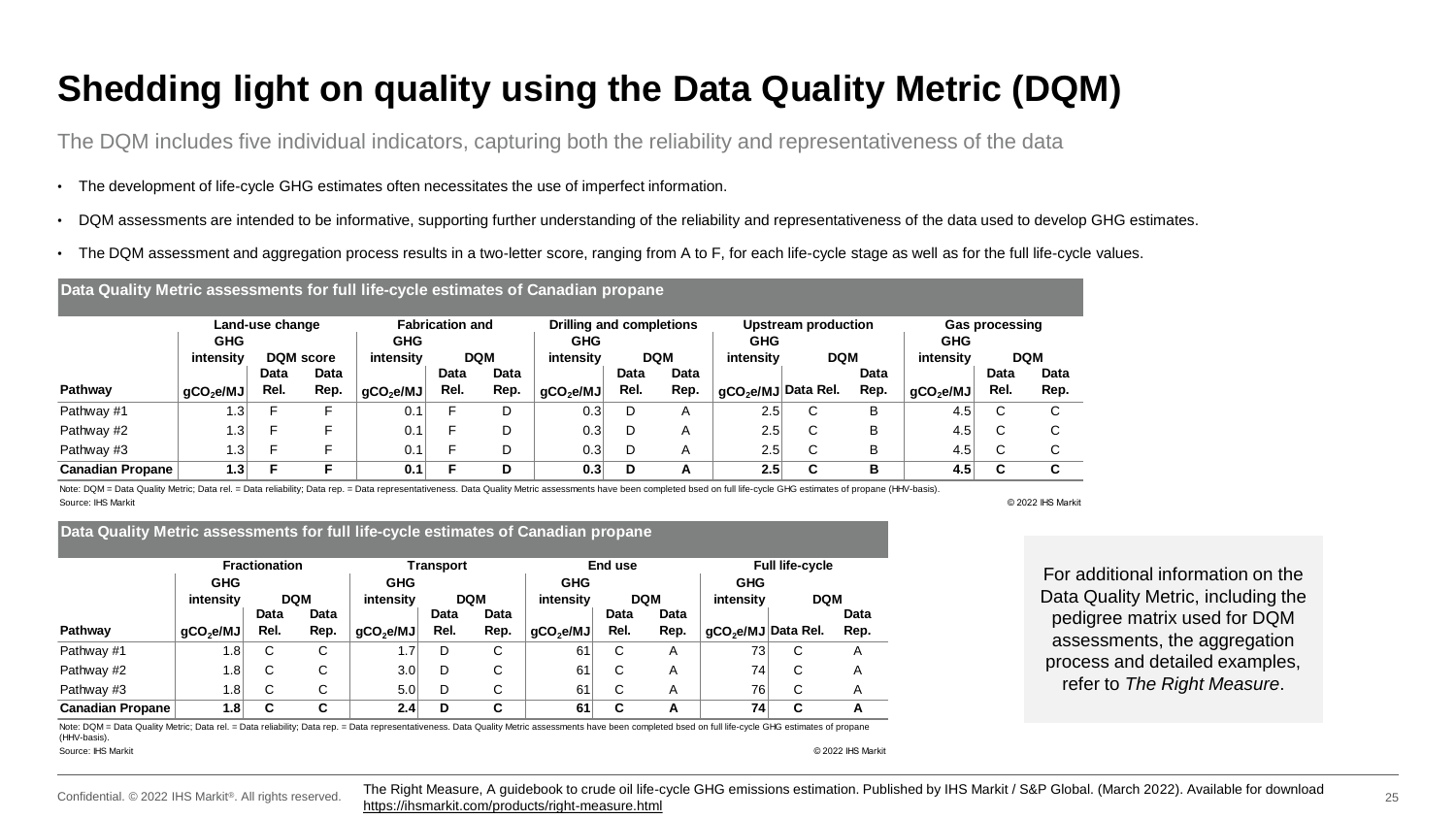# Shedding light on quality using the Data Quality Metric (DQM)

The DQM includes five individual indicators, capturing both the reliability and representativeness of the data

- The development of life-cycle GHG estimates often necessitates the use of imperfect information.
- DQM assessments are intended to be informative, supporting further understanding of the reliability and representativeness of the data used to develop GHG estimates.
- The DQM assessment and aggregation process results in a two-letter score, ranging from A to F, for each life-cycle stage as well as for the full life-cycle values.

**Data Quality Metric assessments for full life-cycle estimates of Canadian propane**

| | Land-use change | | | Fabrication and | | | Drilling and completions | | | Upstream production | | | Gas processing | | |
|---|---|---|---|---|---|---|---|---|---|---|---|---|---|---|---|
| | GHG intensity | DQM score | | GHG intensity | DQM | | GHG intensity | DQM | | GHG intensity | DQM | | GHG intensity | DQM | |
| Pathway | $gCO_2e/MJ$ | Data Rel. | Data Rep. | $gCO_2e/MJ$ | Data Rel. | Data Rep. | $gCO_2e/MJ$ | Data Rel. | Data Rep. | $gCO_2e/MJ$ | Data Rel. | Data Rep. | $gCO_2e/MJ$ | Data Rel. | Data Rep. |
| Pathway #1 | 1.3 | F | F | 0.1 | F | D | 0.3 | D | A | 2.5 | C | B | 4.5 | C | C |
| Pathway #2 | 1.3 | F | F | 0.1 | F | D | 0.3 | D | A | 2.5 | C | B | 4.5 | C | C |
| Pathway #3 | 1.3 | F | F | 0.1 | F | D | 0.3 | D | A | 2.5 | C | B | 4.5 | C | C |
| **Canadian Propane** | **1.3** | **F** | **F** | **0.1** | **F** | **D** | **0.3** | **D** | **A** | **2.5** | **C** | **B** | **4.5** | **C** | **C** |

Note: DQM = Data Quality Metric; Data rel. = Data reliability; Data rep. = Data representativeness. Data Quality Metric assessments have been completed bsed on full life-cycle GHG estimates of propane (HHV-basis).
Source: IHS Markit © 2022 IHS Markit

**Data Quality Metric assessments for full life-cycle estimates of Canadian propane**

| | Fractionation | | | Transport | | | End use | | | Full life-cycle | | |
|---|---|---|---|---|---|---|---|---|---|---|---|---|
| | GHG intensity | DQM | | GHG intensity | DQM | | GHG intensity | DQM | | GHG intensity | DQM | |
| Pathway | $gCO_2e/MJ$ | Data Rel. | Data Rep. | $gCO_2e/MJ$ | Data Rel. | Data Rep. | $gCO_2e/MJ$ | Data Rel. | Data Rep. | $gCO_2e/MJ$ | Data Rel. | Data Rep. |
| Pathway #1 | 1.8 | C | C | 1.7 | D | C | 61 | C | A | 73 | C | A |
| Pathway #2 | 1.8 | C | C | 3.0 | D | C | 61 | C | A | 74 | C | A |
| Pathway #3 | 1.8 | C | C | 5.0 | D | C | 61 | C | A | 76 | C | A |
| **Canadian Propane** | **1.8** | **C** | **C** | **2.4** | **D** | **C** | **61** | **C** | **A** | **74** | **C** | **A** |

Note: DQM = Data Quality Metric; Data rel. = Data reliability; Data rep. = Data representativeness. Data Quality Metric assessments have been completed bsed on full life-cycle GHG estimates of propane (HHV-basis).
Source: IHS Markit © 2022 IHS Markit

For additional information on the Data Quality Metric, including the pedigree matrix used for DQM assessments, the aggregation process and detailed examples, refer to *The Right Measure*.

The Right Measure, A guidebook to crude oil life-cycle GHG emissions estimation. Published by IHS Markit / S&P Global. (March 2022). Available for download https://ihsmarkit.com/products/right-measure.html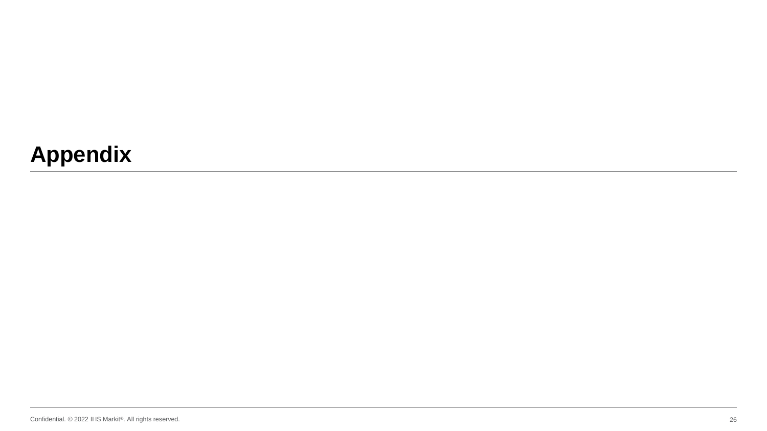# Appendix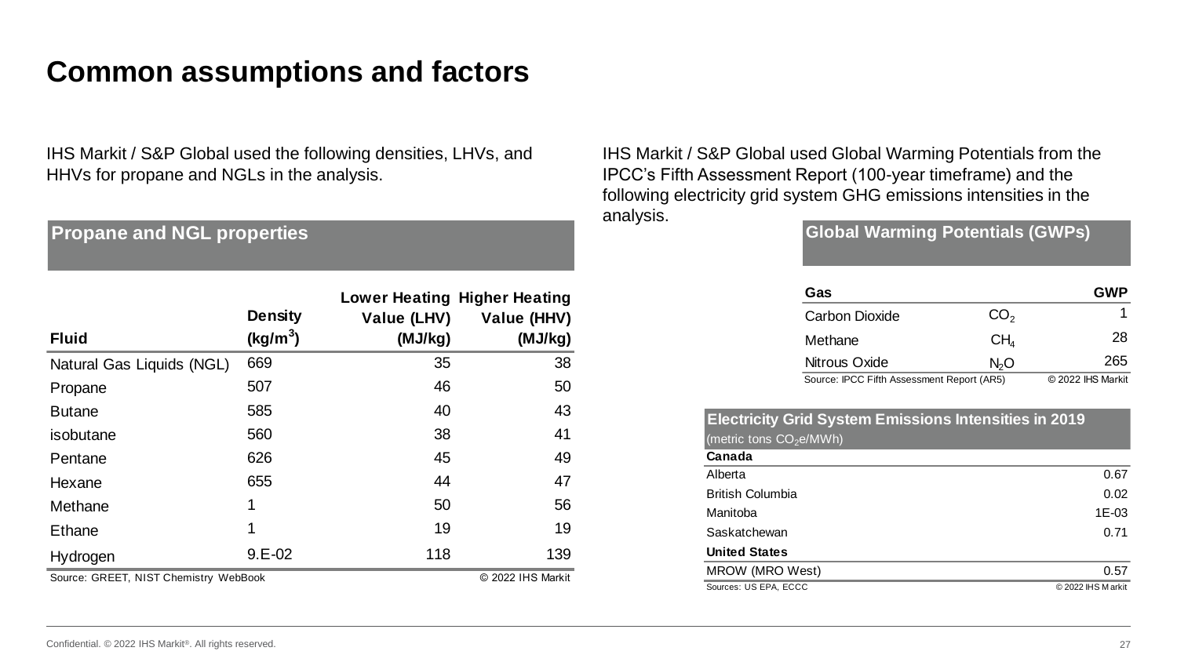# Common assumptions and factors

IHS Markit / S&P Global used the following densities, LHVs, and HHVs for propane and NGLs in the analysis.

**Propane and NGL properties**

| Fluid | Density ($kg/m^3$) | Lower Heating Value (LHV) (MJ/kg) | Higher Heating Value (HHV) (MJ/kg) |
|---|---|---|---|
| Natural Gas Liquids (NGL) | 669 | 35 | 38 |
| Propane | 507 | 46 | 50 |
| Butane | 585 | 40 | 43 |
| isobutane | 560 | 38 | 41 |
| Pentane | 626 | 45 | 49 |
| Hexane | 655 | 44 | 47 |
| Methane | 1 | 50 | 56 |
| Ethane | 1 | 19 | 19 |
| Hydrogen | 9.E-02 | 118 | 139 |

Source: GREET, NIST Chemistry WebBook © 2022 IHS Markit

IHS Markit / S&P Global used Global Warming Potentials from the IPCC's Fifth Assessment Report (100-year timeframe) and the following electricity grid system GHG emissions intensities in the analysis.

**Global Warming Potentials (GWPs)**

| Gas | | GWP |
|---|---|---|
| Carbon Dioxide | $CO_2$ | 1 |
| Methane | $CH_4$ | 28 |
| Nitrous Oxide | $N_2O$ | 265 |

Source: IPCC Fifth Assessment Report (AR5) © 2022 IHS Markit

**Electricity Grid System Emissions Intensities in 2019** (metric tons $CO_2e$/MWh)

| | |
|---|---|
| **Canada** | |
| Alberta | 0.67 |
| British Columbia | 0.02 |
| Manitoba | 1E-03 |
| Saskatchewan | 0.71 |
| **United States** | |
| MROW (MRO West) | 0.57 |

Sources: US EPA, ECCC © 2022 IHS Markit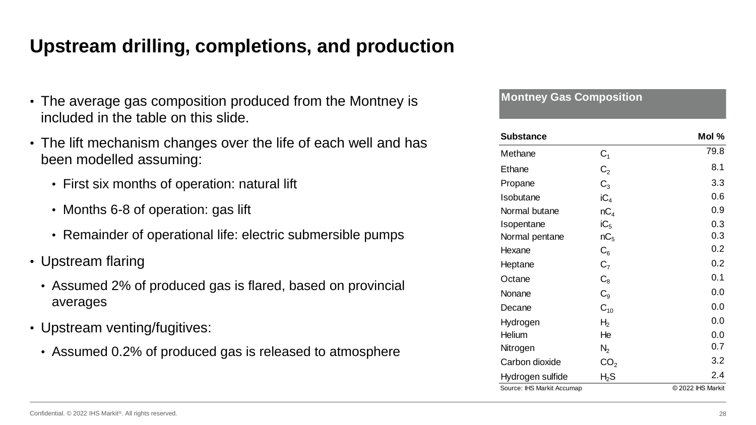# Upstream drilling, completions, and production

- The average gas composition produced from the Montney is included in the table on this slide.
- The lift mechanism changes over the life of each well and has been modelled assuming:
  - First six months of operation: natural lift
  - Months 6-8 of operation: gas lift
  - Remainder of operational life: electric submersible pumps
- Upstream flaring
  - Assumed 2% of produced gas is flared, based on provincial averages
- Upstream venting/fugitives:
  - Assumed 0.2% of produced gas is released to atmosphere

**Montney Gas Composition**

| Substance | | Mol % |
|---|---|---|
| Methane | $C_1$ | 79.8 |
| Ethane | $C_2$ | 8.1 |
| Propane | $C_3$ | 3.3 |
| Isobutane | $iC_4$ | 0.6 |
| Normal butane | $nC_4$ | 0.9 |
| Isopentane | $iC_5$ | 0.3 |
| Normal pentane | $nC_5$ | 0.3 |
| Hexane | $C_6$ | 0.2 |
| Heptane | $C_7$ | 0.2 |
| Octane | $C_8$ | 0.1 |
| Nonane | $C_9$ | 0.0 |
| Decane | $C_{10}$ | 0.0 |
| Hydrogen | $H_2$ | 0.0 |
| Helium | He | 0.0 |
| Nitrogen | $N_2$ | 0.7 |
| Carbon dioxide | $CO_2$ | 3.2 |
| Hydrogen sulfide | $H_2S$ | 2.4 |

Source: IHS Markit Accumap © 2022 IHS Markit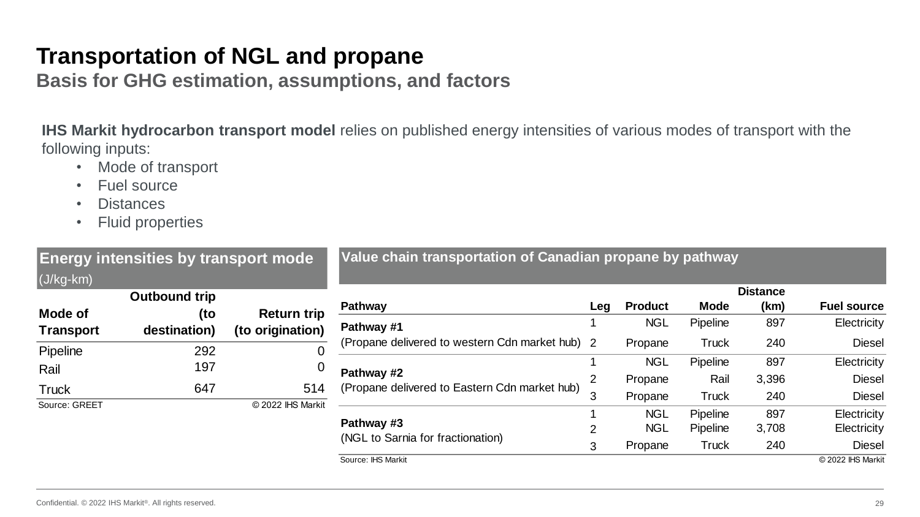# Transportation of NGL and propane

## Basis for GHG estimation, assumptions, and factors

**IHS Markit hydrocarbon transport model** relies on published energy intensities of various modes of transport with the following inputs:

- Mode of transport
- Fuel source
- Distances
- Fluid properties

**Energy intensities by transport mode**
(J/kg-km)

| Mode of Transport | Outbound trip (to destination) | Return trip (to origination) |
|---|---|---|
| Pipeline | 292 | 0 |
| Rail | 197 | 0 |
| Truck | 647 | 514 |

Source: GREET © 2022 IHS Markit

**Value chain transportation of Canadian propane by pathway**

| Pathway | Leg | Product | Mode | Distance (km) | Fuel source |
|---|---|---|---|---|---|
| **Pathway #1** (Propane delivered to western Cdn market hub) | 1 | NGL | Pipeline | 897 | Electricity |
| | 2 | Propane | Truck | 240 | Diesel |
| **Pathway #2** (Propane delivered to Eastern Cdn market hub) | 1 | NGL | Pipeline | 897 | Electricity |
| | 2 | Propane | Rail | 3,396 | Diesel |
| | 3 | Propane | Truck | 240 | Diesel |
| **Pathway #3** (NGL to Sarnia for fractionation) | 1 | NGL | Pipeline | 897 | Electricity |
| | 2 | NGL | Pipeline | 3,708 | Electricity |
| | 3 | Propane | Truck | 240 | Diesel |

Source: IHS Markit © 2022 IHS Markit

Confidential. © 2022 IHS Markit®. All rights reserved.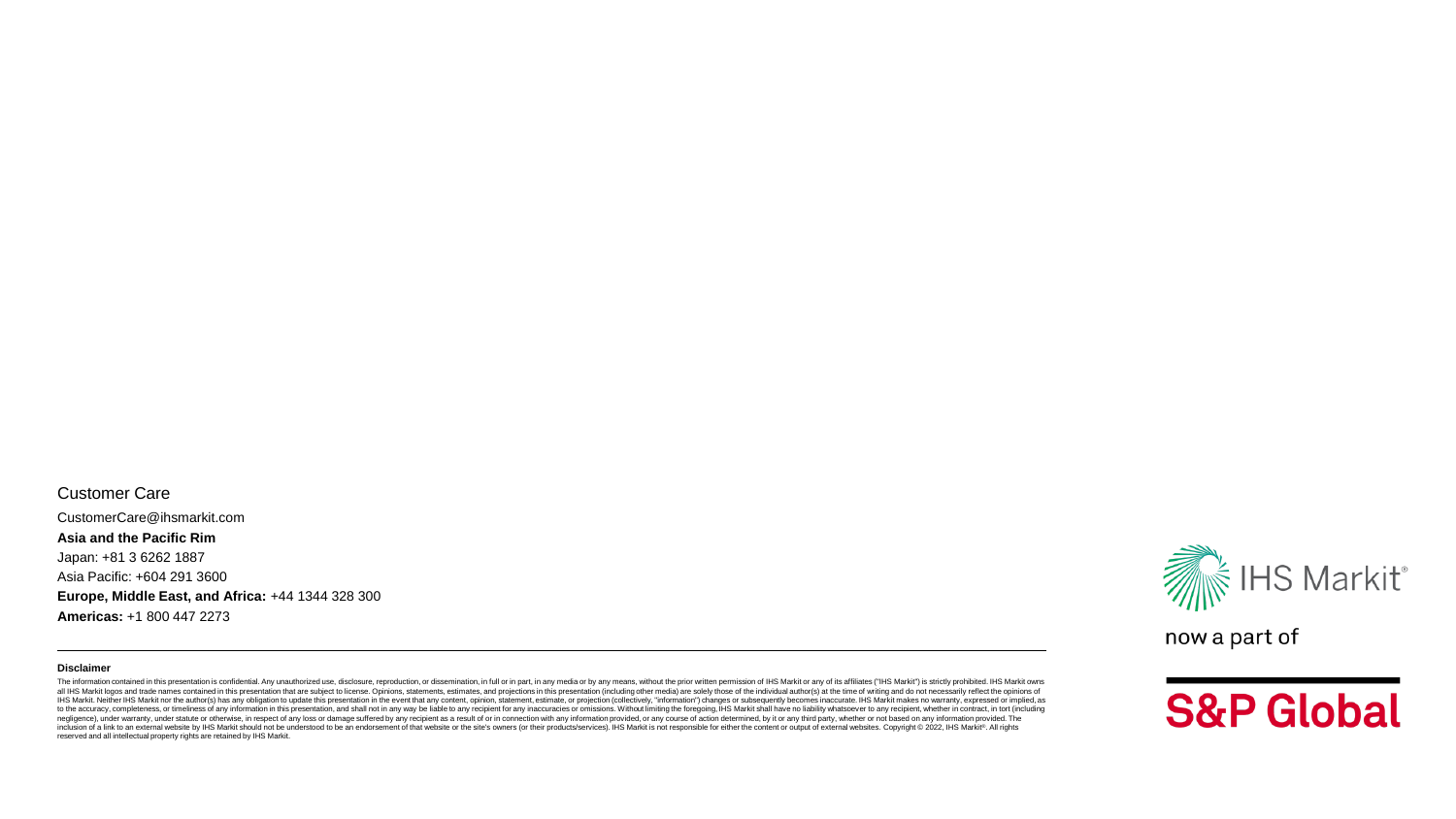Customer Care

CustomerCare@ihsmarkit.com

**Asia and the Pacific Rim**

Japan: +81 3 6262 1887

Asia Pacific: +604 291 3600

**Europe, Middle East, and Africa:** +44 1344 328 300

**Americas:** +1 800 447 2273

IHS Markit®

now a part of

S&P Global

---

**Disclaimer**

The information contained in this presentation is confidential. Any unauthorized use, disclosure, reproduction, or dissemination, in full or in part, in any media or by any means, without the prior written permission of IHS Markit or any of its affiliates ("IHS Markit") is strictly prohibited. IHS Markit owns all IHS Markit logos and trade names contained in this presentation that are subject to license. Opinions, statements, estimates, and projections in this presentation (including other media) are solely those of the individual author(s) at the time of writing and do not necessarily reflect the opinions of IHS Markit. Neither IHS Markit nor the author(s) has any obligation to update this presentation in the event that any content, opinion, statement, estimate, or projection (collectively, "information") changes or subsequently becomes inaccurate. IHS Markit makes no warranty, expressed or implied, as to the accuracy, completeness, or timeliness of any information in this presentation, and shall not in any way be liable to any recipient for any inaccuracies or omissions. Without limiting the foregoing, IHS Markit shall have no liability whatsoever to any recipient, whether in contract, in tort (including negligence), under warranty, under statute or otherwise, in respect of any loss or damage suffered by any recipient as a result of or in connection with any information provided, or any course of action determined, by it or any third party, whether or not based on any information provided. The inclusion of a link to an external website by IHS Markit should not be understood to be an endorsement of that website or the site's owners (or their products/services). IHS Markit is not responsible for either the content or output of external websites. Copyright © 2022, IHS Markit®. All rights reserved and all intellectual property rights are retained by IHS Markit.